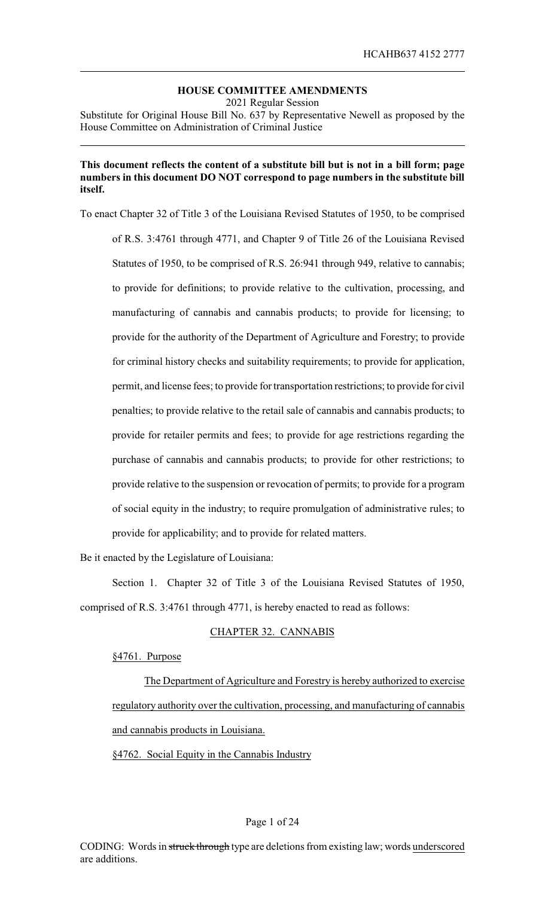HCAHB637 4152 2777

## HOUSE COMMITTEE AMENDMENTS

2021 Regular Session

Substitute for Original House Bill No. 637 by Representative Newell as proposed by the House Committee on Administration of Criminal Justice

**This document reflects the content of a substitute bill but is not in a bill form; page numbers in this document DO NOT correspond to page numbers in the substitute bill itself.**

To enact Chapter 32 of Title 3 of the Louisiana Revised Statutes of 1950, to be comprised of R.S. 3:4761 through 4771, and Chapter 9 of Title 26 of the Louisiana Revised Statutes of 1950, to be comprised of R.S. 26:941 through 949, relative to cannabis; to provide for definitions; to provide relative to the cultivation, processing, and manufacturing of cannabis and cannabis products; to provide for licensing; to provide for the authority of the Department of Agriculture and Forestry; to provide for criminal history checks and suitability requirements; to provide for application, permit, and license fees; to provide for transportation restrictions; to provide for civil penalties; to provide relative to the retail sale of cannabis and cannabis products; to provide for retailer permits and fees; to provide for age restrictions regarding the purchase of cannabis and cannabis products; to provide for other restrictions; to provide relative to the suspension or revocation of permits; to provide for a program of social equity in the industry; to require promulgation of administrative rules; to provide for applicability; and to provide for related matters.

Be it enacted by the Legislature of Louisiana:

Section 1. Chapter 32 of Title 3 of the Louisiana Revised Statutes of 1950, comprised of R.S. 3:4761 through 4771, is hereby enacted to read as follows:

CHAPTER 32. CANNABIS

§4761. Purpose

The Department of Agriculture and Forestry is hereby authorized to exercise regulatory authority over the cultivation, processing, and manufacturing of cannabis and cannabis products in Louisiana.

§4762. Social Equity in the Cannabis Industry

CODING: Words in ~~struck through~~ type are deletions from existing law; words underscored are additions.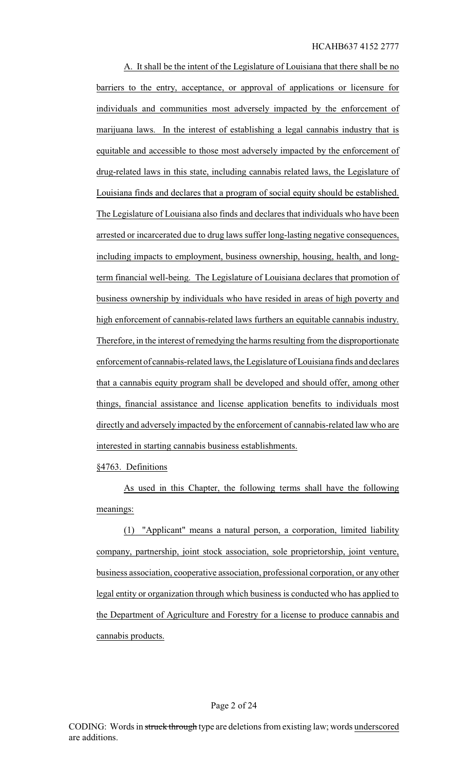A. It shall be the intent of the Legislature of Louisiana that there shall be no barriers to the entry, acceptance, or approval of applications or licensure for individuals and communities most adversely impacted by the enforcement of marijuana laws. In the interest of establishing a legal cannabis industry that is equitable and accessible to those most adversely impacted by the enforcement of drug-related laws in this state, including cannabis related laws, the Legislature of Louisiana finds and declares that a program of social equity should be established. The Legislature of Louisiana also finds and declares that individuals who have been arrested or incarcerated due to drug laws suffer long-lasting negative consequences, including impacts to employment, business ownership, housing, health, and long-term financial well-being. The Legislature of Louisiana declares that promotion of business ownership by individuals who have resided in areas of high poverty and high enforcement of cannabis-related laws furthers an equitable cannabis industry. Therefore, in the interest of remedying the harms resulting from the disproportionate enforcement of cannabis-related laws, the Legislature of Louisiana finds and declares that a cannabis equity program shall be developed and should offer, among other things, financial assistance and license application benefits to individuals most directly and adversely impacted by the enforcement of cannabis-related law who are interested in starting cannabis business establishments.

§4763. Definitions

As used in this Chapter, the following terms shall have the following meanings:

(1) "Applicant" means a natural person, a corporation, limited liability company, partnership, joint stock association, sole proprietorship, joint venture, business association, cooperative association, professional corporation, or any other legal entity or organization through which business is conducted who has applied to the Department of Agriculture and Forestry for a license to produce cannabis and cannabis products.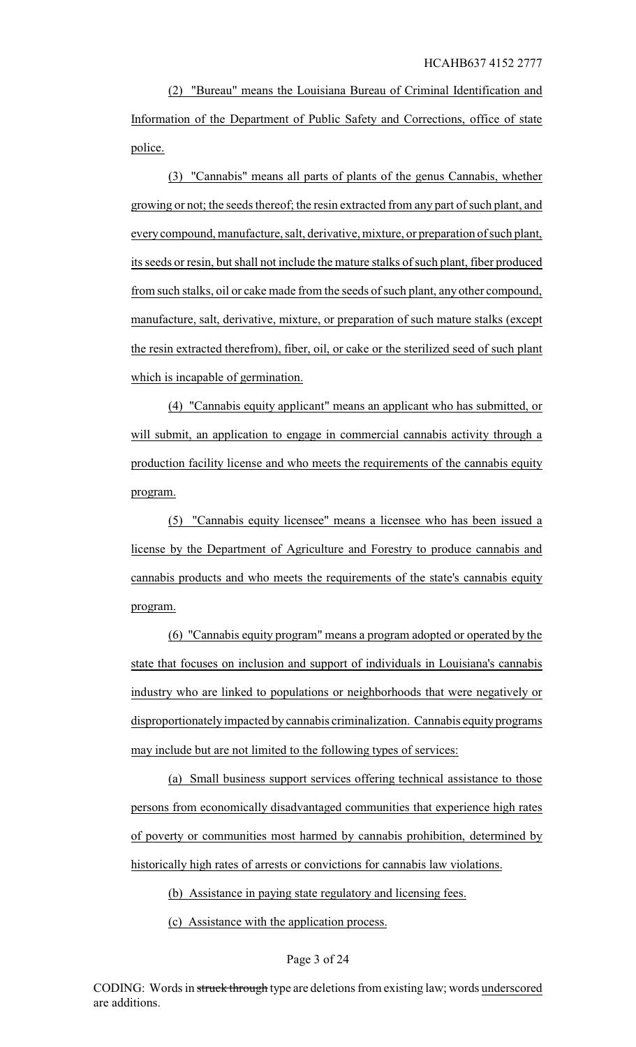(2) "Bureau" means the Louisiana Bureau of Criminal Identification and Information of the Department of Public Safety and Corrections, office of state police.

(3) "Cannabis" means all parts of plants of the genus Cannabis, whether growing or not; the seeds thereof; the resin extracted from any part of such plant, and every compound, manufacture, salt, derivative, mixture, or preparation of such plant, its seeds or resin, but shall not include the mature stalks of such plant, fiber produced from such stalks, oil or cake made from the seeds of such plant, any other compound, manufacture, salt, derivative, mixture, or preparation of such mature stalks (except the resin extracted therefrom), fiber, oil, or cake or the sterilized seed of such plant which is incapable of germination.

(4) "Cannabis equity applicant" means an applicant who has submitted, or will submit, an application to engage in commercial cannabis activity through a production facility license and who meets the requirements of the cannabis equity program.

(5) "Cannabis equity licensee" means a licensee who has been issued a license by the Department of Agriculture and Forestry to produce cannabis and cannabis products and who meets the requirements of the state's cannabis equity program.

(6) "Cannabis equity program" means a program adopted or operated by the state that focuses on inclusion and support of individuals in Louisiana's cannabis industry who are linked to populations or neighborhoods that were negatively or disproportionately impacted by cannabis criminalization. Cannabis equity programs may include but are not limited to the following types of services:

(a) Small business support services offering technical assistance to those persons from economically disadvantaged communities that experience high rates of poverty or communities most harmed by cannabis prohibition, determined by historically high rates of arrests or convictions for cannabis law violations.

(b) Assistance in paying state regulatory and licensing fees.

(c) Assistance with the application process.

CODING: Words in ~~struck through~~ type are deletions from existing law; words underscored are additions.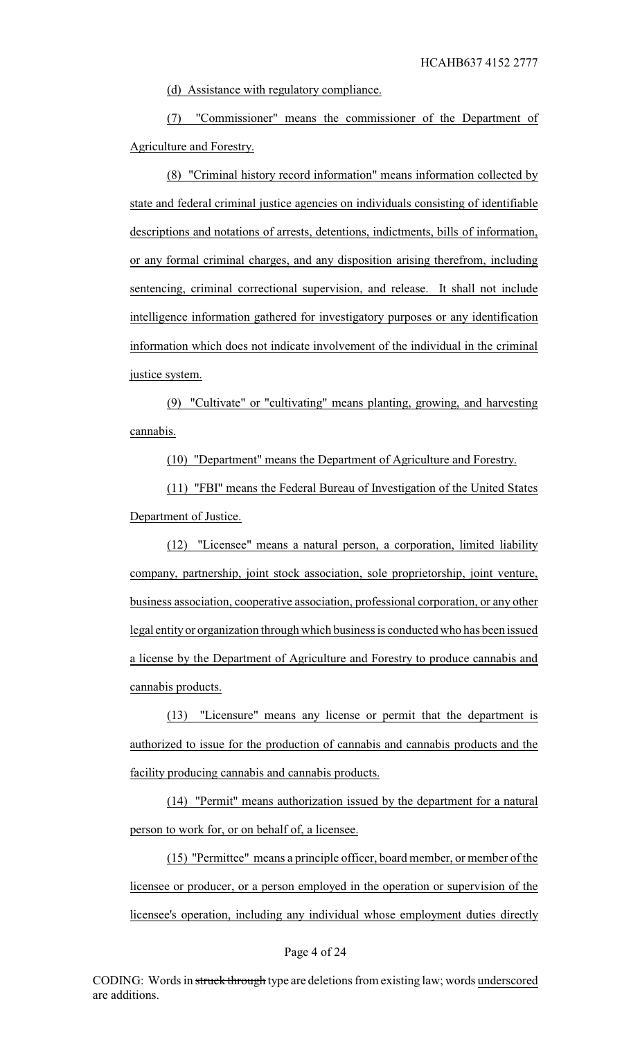(d) Assistance with regulatory compliance.

(7) "Commissioner" means the commissioner of the Department of Agriculture and Forestry.

(8) "Criminal history record information" means information collected by state and federal criminal justice agencies on individuals consisting of identifiable descriptions and notations of arrests, detentions, indictments, bills of information, or any formal criminal charges, and any disposition arising therefrom, including sentencing, criminal correctional supervision, and release. It shall not include intelligence information gathered for investigatory purposes or any identification information which does not indicate involvement of the individual in the criminal justice system.

(9) "Cultivate" or "cultivating" means planting, growing, and harvesting cannabis.

(10) "Department" means the Department of Agriculture and Forestry.

(11) "FBI" means the Federal Bureau of Investigation of the United States Department of Justice.

(12) "Licensee" means a natural person, a corporation, limited liability company, partnership, joint stock association, sole proprietorship, joint venture, business association, cooperative association, professional corporation, or any other legal entity or organization through which business is conducted who has been issued a license by the Department of Agriculture and Forestry to produce cannabis and cannabis products.

(13) "Licensure" means any license or permit that the department is authorized to issue for the production of cannabis and cannabis products and the facility producing cannabis and cannabis products.

(14) "Permit" means authorization issued by the department for a natural person to work for, or on behalf of, a licensee.

(15) "Permittee" means a principle officer, board member, or member of the licensee or producer, or a person employed in the operation or supervision of the licensee's operation, including any individual whose employment duties directly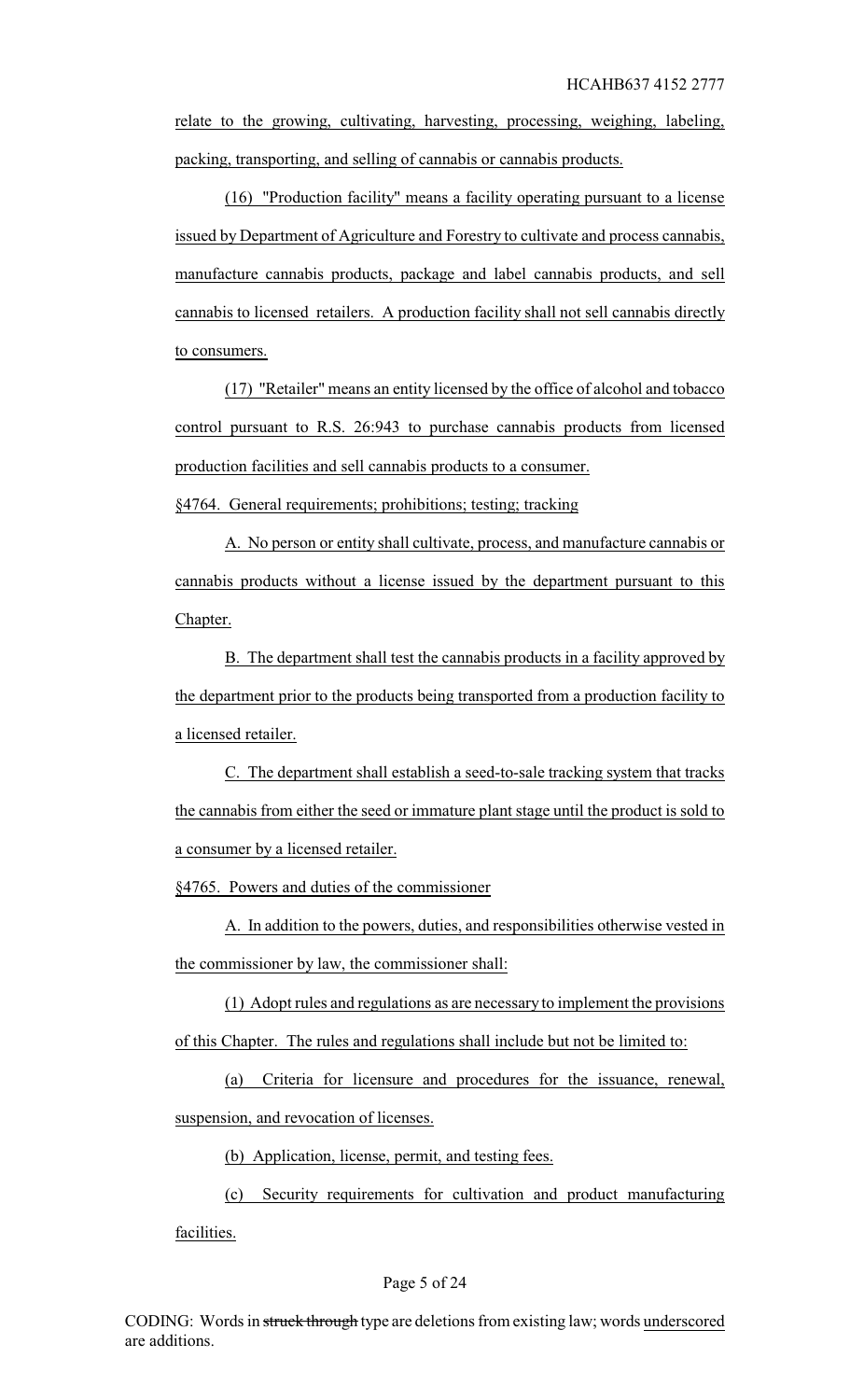relate to the growing, cultivating, harvesting, processing, weighing, labeling, packing, transporting, and selling of cannabis or cannabis products.

(16) "Production facility" means a facility operating pursuant to a license issued by Department of Agriculture and Forestry to cultivate and process cannabis, manufacture cannabis products, package and label cannabis products, and sell cannabis to licensed retailers. A production facility shall not sell cannabis directly to consumers.

(17) "Retailer" means an entity licensed by the office of alcohol and tobacco control pursuant to R.S. 26:943 to purchase cannabis products from licensed production facilities and sell cannabis products to a consumer.

§4764. General requirements; prohibitions; testing; tracking

A. No person or entity shall cultivate, process, and manufacture cannabis or cannabis products without a license issued by the department pursuant to this Chapter.

B. The department shall test the cannabis products in a facility approved by the department prior to the products being transported from a production facility to a licensed retailer.

C. The department shall establish a seed-to-sale tracking system that tracks the cannabis from either the seed or immature plant stage until the product is sold to a consumer by a licensed retailer.

§4765. Powers and duties of the commissioner

A. In addition to the powers, duties, and responsibilities otherwise vested in the commissioner by law, the commissioner shall:

(1) Adopt rules and regulations as are necessary to implement the provisions of this Chapter. The rules and regulations shall include but not be limited to:

(a) Criteria for licensure and procedures for the issuance, renewal, suspension, and revocation of licenses.

(b) Application, license, permit, and testing fees.

(c) Security requirements for cultivation and product manufacturing facilities.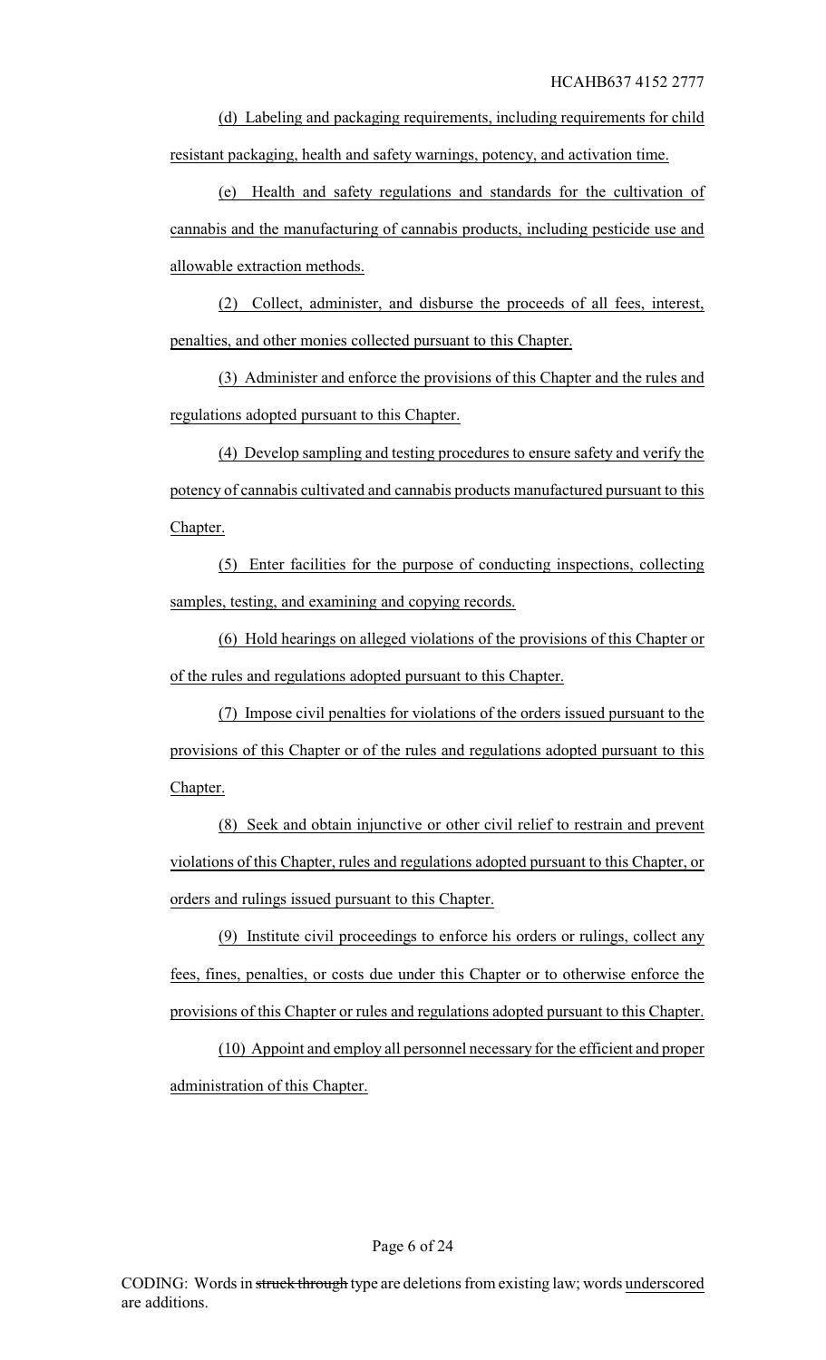(d) Labeling and packaging requirements, including requirements for child resistant packaging, health and safety warnings, potency, and activation time.

(e) Health and safety regulations and standards for the cultivation of cannabis and the manufacturing of cannabis products, including pesticide use and allowable extraction methods.

(2) Collect, administer, and disburse the proceeds of all fees, interest, penalties, and other monies collected pursuant to this Chapter.

(3) Administer and enforce the provisions of this Chapter and the rules and regulations adopted pursuant to this Chapter.

(4) Develop sampling and testing procedures to ensure safety and verify the potency of cannabis cultivated and cannabis products manufactured pursuant to this Chapter.

(5) Enter facilities for the purpose of conducting inspections, collecting samples, testing, and examining and copying records.

(6) Hold hearings on alleged violations of the provisions of this Chapter or of the rules and regulations adopted pursuant to this Chapter.

(7) Impose civil penalties for violations of the orders issued pursuant to the provisions of this Chapter or of the rules and regulations adopted pursuant to this Chapter.

(8) Seek and obtain injunctive or other civil relief to restrain and prevent violations of this Chapter, rules and regulations adopted pursuant to this Chapter, or orders and rulings issued pursuant to this Chapter.

(9) Institute civil proceedings to enforce his orders or rulings, collect any fees, fines, penalties, or costs due under this Chapter or to otherwise enforce the provisions of this Chapter or rules and regulations adopted pursuant to this Chapter.

(10) Appoint and employ all personnel necessary for the efficient and proper administration of this Chapter.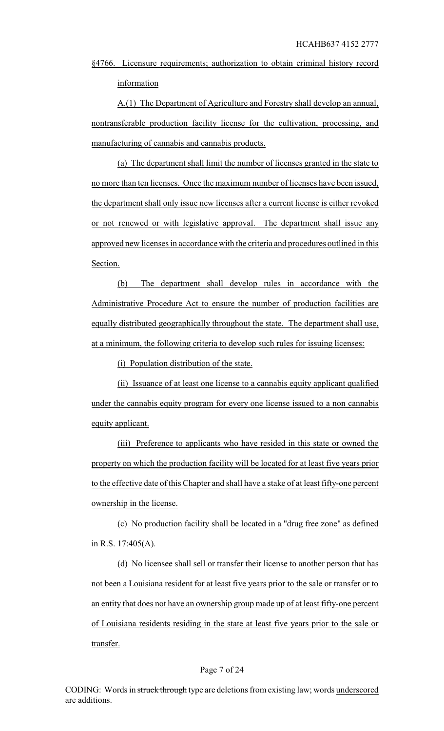§4766. Licensure requirements; authorization to obtain criminal history record information

A.(1) The Department of Agriculture and Forestry shall develop an annual, nontransferable production facility license for the cultivation, processing, and manufacturing of cannabis and cannabis products.

(a) The department shall limit the number of licenses granted in the state to no more than ten licenses. Once the maximum number of licenses have been issued, the department shall only issue new licenses after a current license is either revoked or not renewed or with legislative approval. The department shall issue any approved new licenses in accordance with the criteria and procedures outlined in this Section.

(b) The department shall develop rules in accordance with the Administrative Procedure Act to ensure the number of production facilities are equally distributed geographically throughout the state. The department shall use, at a minimum, the following criteria to develop such rules for issuing licenses:

(i) Population distribution of the state.

(ii) Issuance of at least one license to a cannabis equity applicant qualified under the cannabis equity program for every one license issued to a non cannabis equity applicant.

(iii) Preference to applicants who have resided in this state or owned the property on which the production facility will be located for at least five years prior to the effective date of this Chapter and shall have a stake of at least fifty-one percent ownership in the license.

(c) No production facility shall be located in a "drug free zone" as defined in R.S. 17:405(A).

(d) No licensee shall sell or transfer their license to another person that has not been a Louisiana resident for at least five years prior to the sale or transfer or to an entity that does not have an ownership group made up of at least fifty-one percent of Louisiana residents residing in the state at least five years prior to the sale or transfer.

CODING: Words in ~~struck through~~ type are deletions from existing law; words underscored are additions.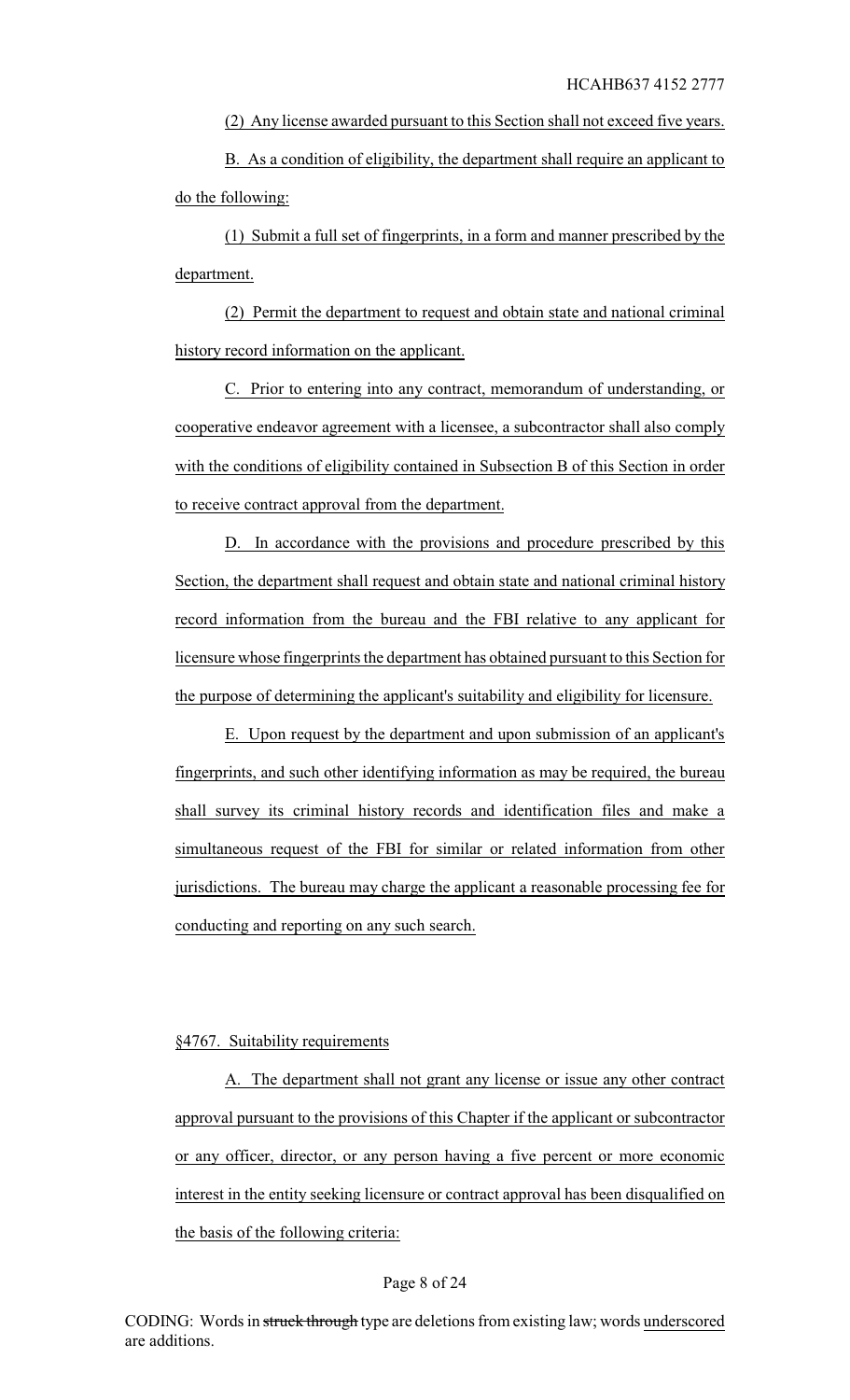(2) Any license awarded pursuant to this Section shall not exceed five years.

B. As a condition of eligibility, the department shall require an applicant to do the following:

(1) Submit a full set of fingerprints, in a form and manner prescribed by the department.

(2) Permit the department to request and obtain state and national criminal history record information on the applicant.

C. Prior to entering into any contract, memorandum of understanding, or cooperative endeavor agreement with a licensee, a subcontractor shall also comply with the conditions of eligibility contained in Subsection B of this Section in order to receive contract approval from the department.

D. In accordance with the provisions and procedure prescribed by this Section, the department shall request and obtain state and national criminal history record information from the bureau and the FBI relative to any applicant for licensure whose fingerprints the department has obtained pursuant to this Section for the purpose of determining the applicant's suitability and eligibility for licensure.

E. Upon request by the department and upon submission of an applicant's fingerprints, and such other identifying information as may be required, the bureau shall survey its criminal history records and identification files and make a simultaneous request of the FBI for similar or related information from other jurisdictions. The bureau may charge the applicant a reasonable processing fee for conducting and reporting on any such search.

§4767. Suitability requirements

A. The department shall not grant any license or issue any other contract approval pursuant to the provisions of this Chapter if the applicant or subcontractor or any officer, director, or any person having a five percent or more economic interest in the entity seeking licensure or contract approval has been disqualified on the basis of the following criteria:

CODING: Words in ~~struck through~~ type are deletions from existing law; words underscored are additions.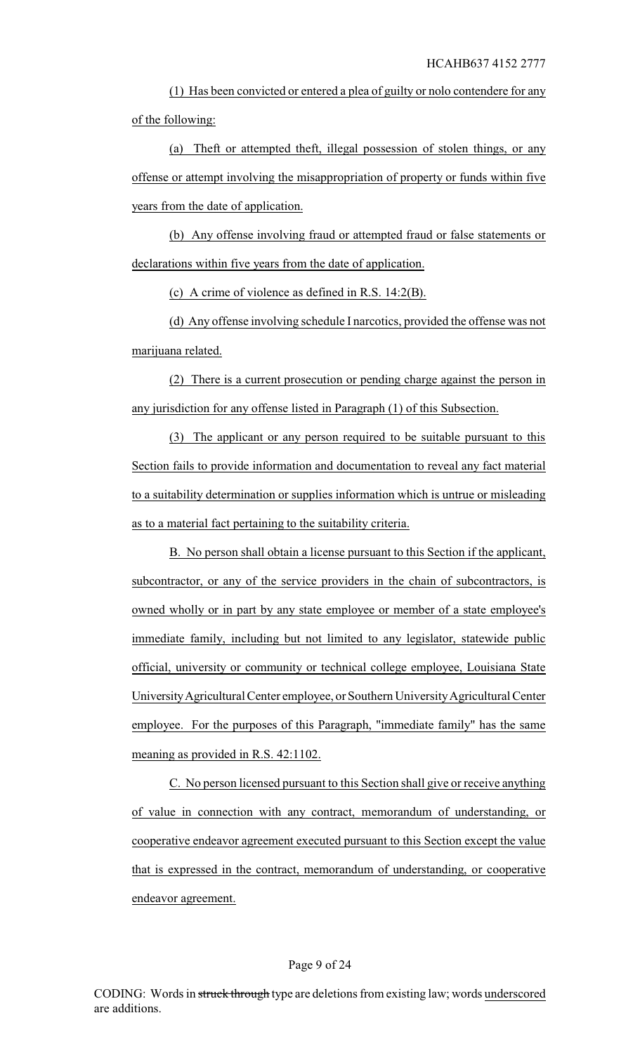(1) Has been convicted or entered a plea of guilty or nolo contendere for any of the following:

(a) Theft or attempted theft, illegal possession of stolen things, or any offense or attempt involving the misappropriation of property or funds within five years from the date of application.

(b) Any offense involving fraud or attempted fraud or false statements or declarations within five years from the date of application.

(c) A crime of violence as defined in R.S. 14:2(B).

(d) Any offense involving schedule I narcotics, provided the offense was not marijuana related.

(2) There is a current prosecution or pending charge against the person in any jurisdiction for any offense listed in Paragraph (1) of this Subsection.

(3) The applicant or any person required to be suitable pursuant to this Section fails to provide information and documentation to reveal any fact material to a suitability determination or supplies information which is untrue or misleading as to a material fact pertaining to the suitability criteria.

B. No person shall obtain a license pursuant to this Section if the applicant, subcontractor, or any of the service providers in the chain of subcontractors, is owned wholly or in part by any state employee or member of a state employee's immediate family, including but not limited to any legislator, statewide public official, university or community or technical college employee, Louisiana State University Agricultural Center employee, or Southern University Agricultural Center employee. For the purposes of this Paragraph, "immediate family" has the same meaning as provided in R.S. 42:1102.

C. No person licensed pursuant to this Section shall give or receive anything of value in connection with any contract, memorandum of understanding, or cooperative endeavor agreement executed pursuant to this Section except the value that is expressed in the contract, memorandum of understanding, or cooperative endeavor agreement.

CODING: Words in ~~struck through~~ type are deletions from existing law; words underscored are additions.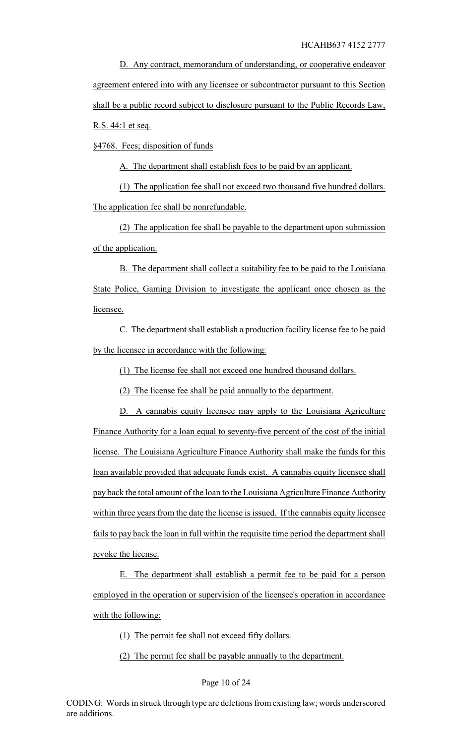D. Any contract, memorandum of understanding, or cooperative endeavor agreement entered into with any licensee or subcontractor pursuant to this Section shall be a public record subject to disclosure pursuant to the Public Records Law, R.S. 44:1 et seq.

§4768. Fees; disposition of funds

A. The department shall establish fees to be paid by an applicant.

(1) The application fee shall not exceed two thousand five hundred dollars. The application fee shall be nonrefundable.

(2) The application fee shall be payable to the department upon submission of the application.

B. The department shall collect a suitability fee to be paid to the Louisiana State Police, Gaming Division to investigate the applicant once chosen as the licensee.

C. The department shall establish a production facility license fee to be paid by the licensee in accordance with the following:

(1) The license fee shall not exceed one hundred thousand dollars.

(2) The license fee shall be paid annually to the department.

D. A cannabis equity licensee may apply to the Louisiana Agriculture Finance Authority for a loan equal to seventy-five percent of the cost of the initial license. The Louisiana Agriculture Finance Authority shall make the funds for this loan available provided that adequate funds exist. A cannabis equity licensee shall pay back the total amount of the loan to the Louisiana Agriculture Finance Authority within three years from the date the license is issued. If the cannabis equity licensee fails to pay back the loan in full within the requisite time period the department shall revoke the license.

E. The department shall establish a permit fee to be paid for a person employed in the operation or supervision of the licensee's operation in accordance with the following:

(1) The permit fee shall not exceed fifty dollars.

(2) The permit fee shall be payable annually to the department.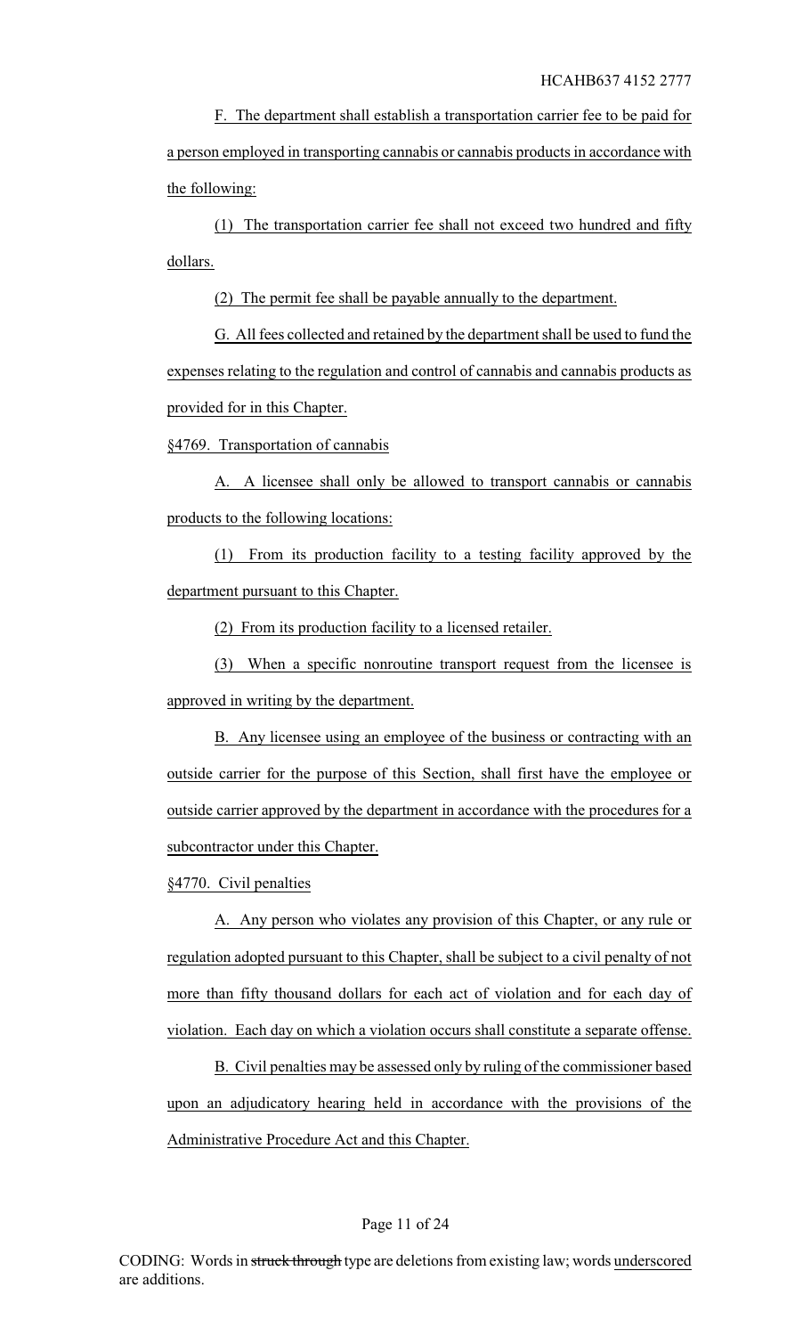F. The department shall establish a transportation carrier fee to be paid for a person employed in transporting cannabis or cannabis products in accordance with the following:

(1) The transportation carrier fee shall not exceed two hundred and fifty dollars.

(2) The permit fee shall be payable annually to the department.

G. All fees collected and retained by the department shall be used to fund the expenses relating to the regulation and control of cannabis and cannabis products as provided for in this Chapter.

§4769. Transportation of cannabis

A. A licensee shall only be allowed to transport cannabis or cannabis products to the following locations:

(1) From its production facility to a testing facility approved by the department pursuant to this Chapter.

(2) From its production facility to a licensed retailer.

(3) When a specific nonroutine transport request from the licensee is approved in writing by the department.

B. Any licensee using an employee of the business or contracting with an outside carrier for the purpose of this Section, shall first have the employee or outside carrier approved by the department in accordance with the procedures for a subcontractor under this Chapter.

§4770. Civil penalties

A. Any person who violates any provision of this Chapter, or any rule or regulation adopted pursuant to this Chapter, shall be subject to a civil penalty of not more than fifty thousand dollars for each act of violation and for each day of violation. Each day on which a violation occurs shall constitute a separate offense.

B. Civil penalties may be assessed only by ruling of the commissioner based upon an adjudicatory hearing held in accordance with the provisions of the Administrative Procedure Act and this Chapter.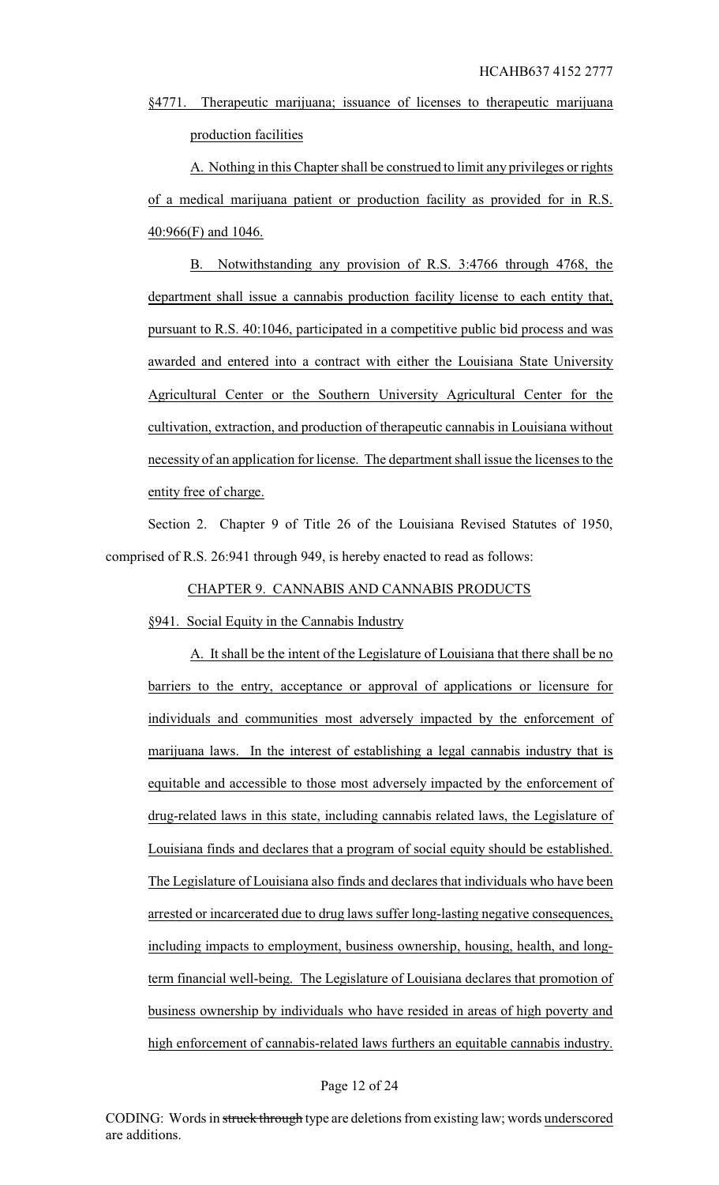§4771. Therapeutic marijuana; issuance of licenses to therapeutic marijuana production facilities

A. Nothing in this Chapter shall be construed to limit any privileges or rights of a medical marijuana patient or production facility as provided for in R.S. 40:966(F) and 1046.

B. Notwithstanding any provision of R.S. 3:4766 through 4768, the department shall issue a cannabis production facility license to each entity that, pursuant to R.S. 40:1046, participated in a competitive public bid process and was awarded and entered into a contract with either the Louisiana State University Agricultural Center or the Southern University Agricultural Center for the cultivation, extraction, and production of therapeutic cannabis in Louisiana without necessity of an application for license. The department shall issue the licenses to the entity free of charge.

Section 2. Chapter 9 of Title 26 of the Louisiana Revised Statutes of 1950, comprised of R.S. 26:941 through 949, is hereby enacted to read as follows:

CHAPTER 9. CANNABIS AND CANNABIS PRODUCTS

§941. Social Equity in the Cannabis Industry

A. It shall be the intent of the Legislature of Louisiana that there shall be no barriers to the entry, acceptance or approval of applications or licensure for individuals and communities most adversely impacted by the enforcement of marijuana laws. In the interest of establishing a legal cannabis industry that is equitable and accessible to those most adversely impacted by the enforcement of drug-related laws in this state, including cannabis related laws, the Legislature of Louisiana finds and declares that a program of social equity should be established. The Legislature of Louisiana also finds and declares that individuals who have been arrested or incarcerated due to drug laws suffer long-lasting negative consequences, including impacts to employment, business ownership, housing, health, and long-term financial well-being. The Legislature of Louisiana declares that promotion of business ownership by individuals who have resided in areas of high poverty and high enforcement of cannabis-related laws furthers an equitable cannabis industry.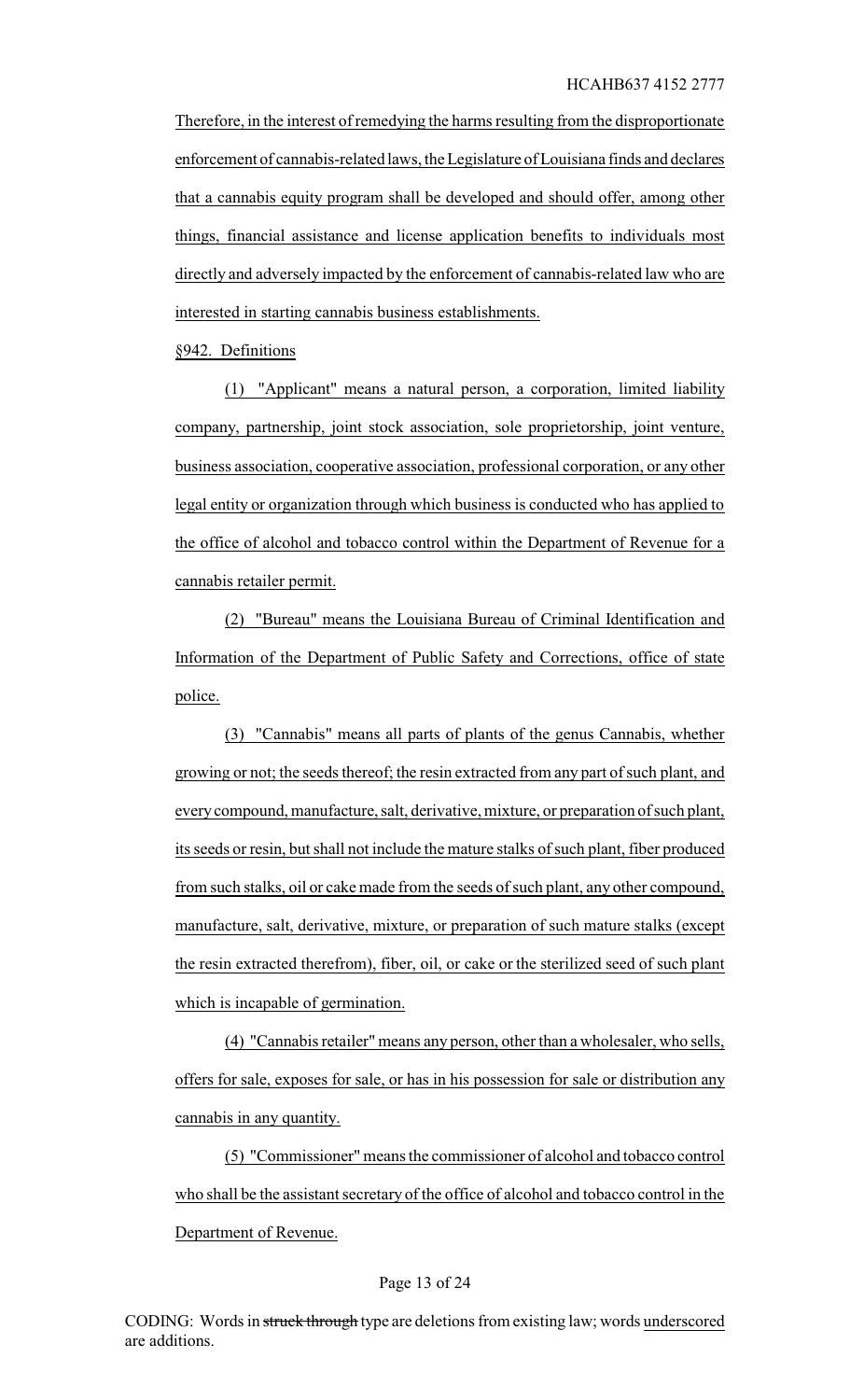Therefore, in the interest of remedying the harms resulting from the disproportionate enforcement of cannabis-related laws, the Legislature of Louisiana finds and declares that a cannabis equity program shall be developed and should offer, among other things, financial assistance and license application benefits to individuals most directly and adversely impacted by the enforcement of cannabis-related law who are interested in starting cannabis business establishments.

§942. Definitions

(1) "Applicant" means a natural person, a corporation, limited liability company, partnership, joint stock association, sole proprietorship, joint venture, business association, cooperative association, professional corporation, or any other legal entity or organization through which business is conducted who has applied to the office of alcohol and tobacco control within the Department of Revenue for a cannabis retailer permit.

(2) "Bureau" means the Louisiana Bureau of Criminal Identification and Information of the Department of Public Safety and Corrections, office of state police.

(3) "Cannabis" means all parts of plants of the genus Cannabis, whether growing or not; the seeds thereof; the resin extracted from any part of such plant, and every compound, manufacture, salt, derivative, mixture, or preparation of such plant, its seeds or resin, but shall not include the mature stalks of such plant, fiber produced from such stalks, oil or cake made from the seeds of such plant, any other compound, manufacture, salt, derivative, mixture, or preparation of such mature stalks (except the resin extracted therefrom), fiber, oil, or cake or the sterilized seed of such plant which is incapable of germination.

(4) "Cannabis retailer" means any person, other than a wholesaler, who sells, offers for sale, exposes for sale, or has in his possession for sale or distribution any cannabis in any quantity.

(5) "Commissioner" means the commissioner of alcohol and tobacco control who shall be the assistant secretary of the office of alcohol and tobacco control in the Department of Revenue.

CODING: Words in ~~struck through~~ type are deletions from existing law; words underscored are additions.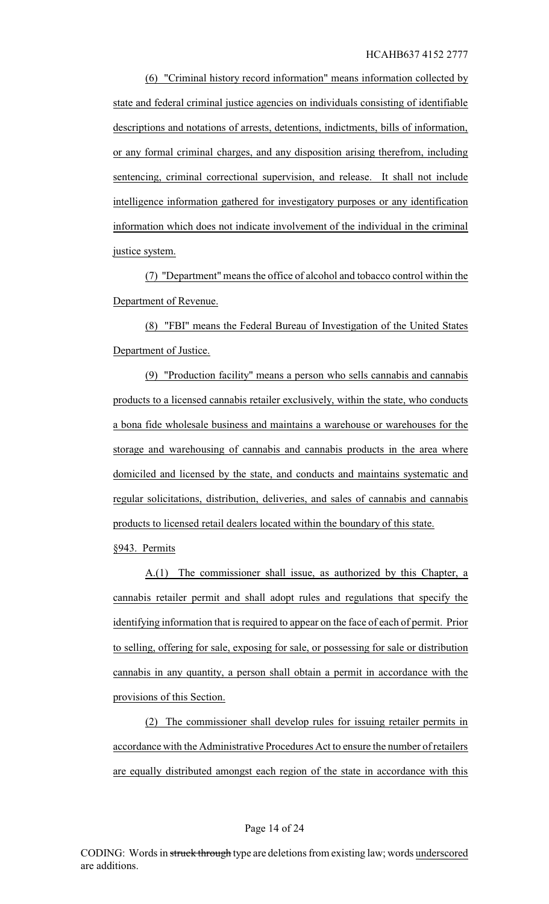(6) "Criminal history record information" means information collected by state and federal criminal justice agencies on individuals consisting of identifiable descriptions and notations of arrests, detentions, indictments, bills of information, or any formal criminal charges, and any disposition arising therefrom, including sentencing, criminal correctional supervision, and release. It shall not include intelligence information gathered for investigatory purposes or any identification information which does not indicate involvement of the individual in the criminal justice system.

(7) "Department" means the office of alcohol and tobacco control within the Department of Revenue.

(8) "FBI" means the Federal Bureau of Investigation of the United States Department of Justice.

(9) "Production facility" means a person who sells cannabis and cannabis products to a licensed cannabis retailer exclusively, within the state, who conducts a bona fide wholesale business and maintains a warehouse or warehouses for the storage and warehousing of cannabis and cannabis products in the area where domiciled and licensed by the state, and conducts and maintains systematic and regular solicitations, distribution, deliveries, and sales of cannabis and cannabis products to licensed retail dealers located within the boundary of this state.

§943. Permits

A.(1) The commissioner shall issue, as authorized by this Chapter, a cannabis retailer permit and shall adopt rules and regulations that specify the identifying information that is required to appear on the face of each of permit. Prior to selling, offering for sale, exposing for sale, or possessing for sale or distribution cannabis in any quantity, a person shall obtain a permit in accordance with the provisions of this Section.

(2) The commissioner shall develop rules for issuing retailer permits in accordance with the Administrative Procedures Act to ensure the number of retailers are equally distributed amongst each region of the state in accordance with this

CODING: Words in ~~struck through~~ type are deletions from existing law; words underscored are additions.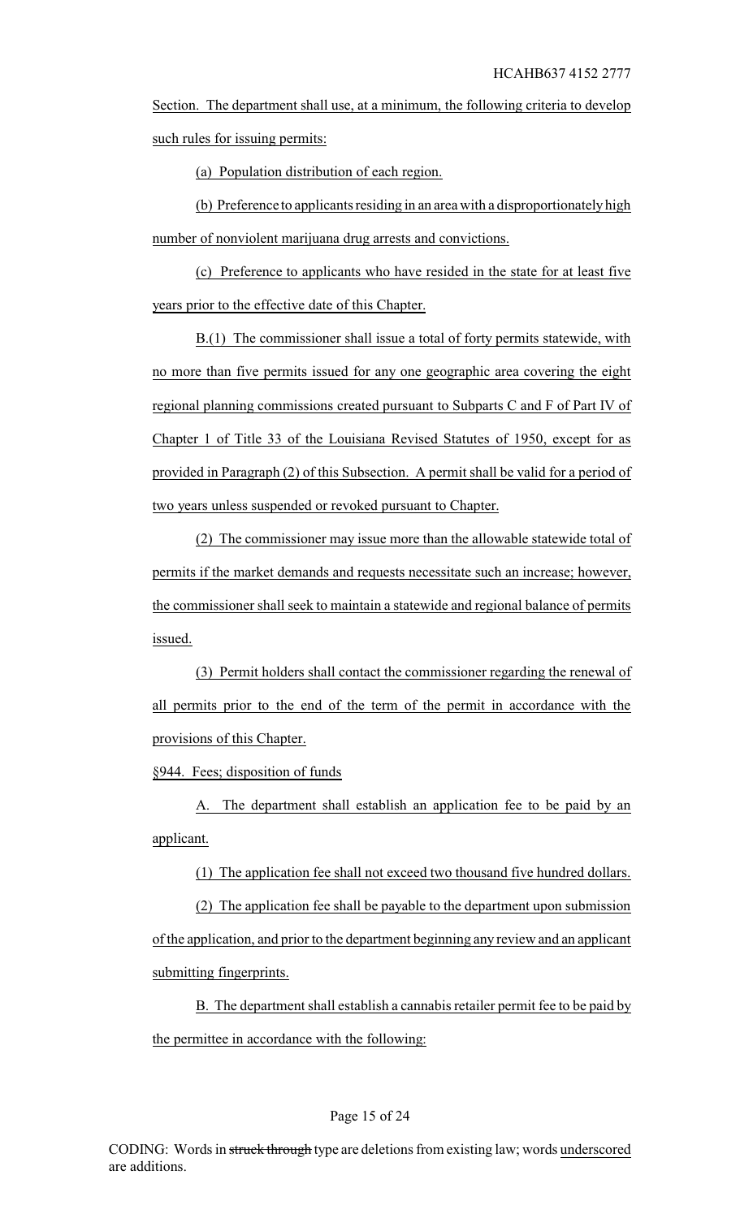Section. The department shall use, at a minimum, the following criteria to develop such rules for issuing permits:

(a) Population distribution of each region.

(b) Preference to applicants residing in an area with a disproportionately high number of nonviolent marijuana drug arrests and convictions.

(c) Preference to applicants who have resided in the state for at least five years prior to the effective date of this Chapter.

B.(1) The commissioner shall issue a total of forty permits statewide, with no more than five permits issued for any one geographic area covering the eight regional planning commissions created pursuant to Subparts C and F of Part IV of Chapter 1 of Title 33 of the Louisiana Revised Statutes of 1950, except for as provided in Paragraph (2) of this Subsection. A permit shall be valid for a period of two years unless suspended or revoked pursuant to Chapter.

(2) The commissioner may issue more than the allowable statewide total of permits if the market demands and requests necessitate such an increase; however, the commissioner shall seek to maintain a statewide and regional balance of permits issued.

(3) Permit holders shall contact the commissioner regarding the renewal of all permits prior to the end of the term of the permit in accordance with the provisions of this Chapter.

§944. Fees; disposition of funds

A. The department shall establish an application fee to be paid by an applicant.

(1) The application fee shall not exceed two thousand five hundred dollars.

(2) The application fee shall be payable to the department upon submission of the application, and prior to the department beginning any review and an applicant submitting fingerprints.

B. The department shall establish a cannabis retailer permit fee to be paid by the permittee in accordance with the following:

CODING: Words in ~~struck through~~ type are deletions from existing law; words underscored are additions.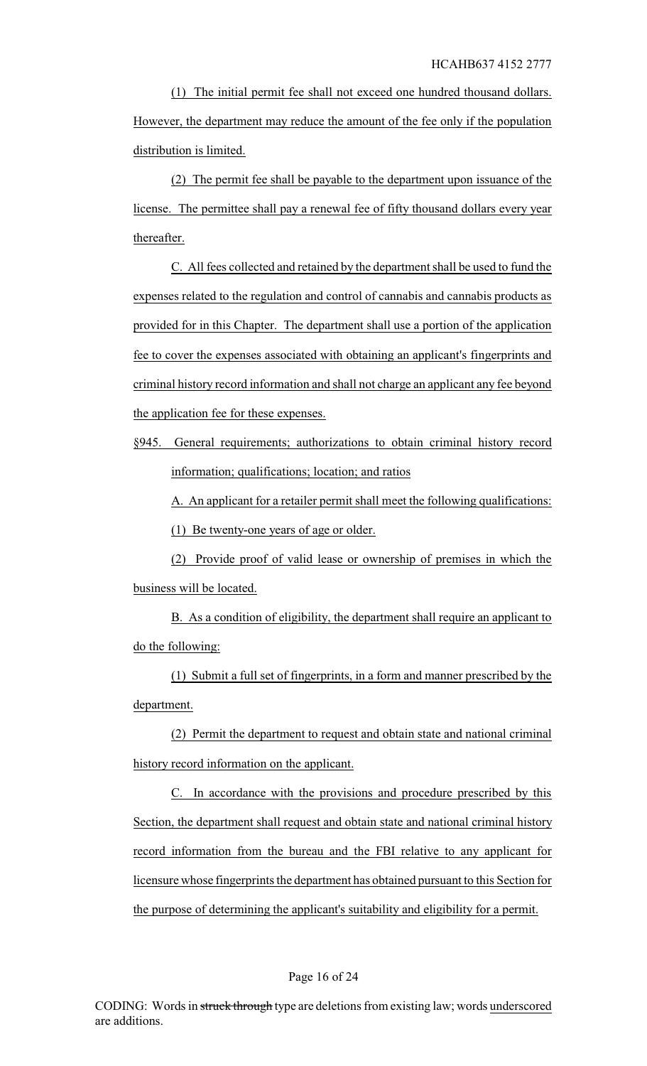(1) The initial permit fee shall not exceed one hundred thousand dollars. However, the department may reduce the amount of the fee only if the population distribution is limited.

(2) The permit fee shall be payable to the department upon issuance of the license. The permittee shall pay a renewal fee of fifty thousand dollars every year thereafter.

C. All fees collected and retained by the department shall be used to fund the expenses related to the regulation and control of cannabis and cannabis products as provided for in this Chapter. The department shall use a portion of the application fee to cover the expenses associated with obtaining an applicant's fingerprints and criminal history record information and shall not charge an applicant any fee beyond the application fee for these expenses.

§945. General requirements; authorizations to obtain criminal history record information; qualifications; location; and ratios

A. An applicant for a retailer permit shall meet the following qualifications:

(1) Be twenty-one years of age or older.

(2) Provide proof of valid lease or ownership of premises in which the business will be located.

B. As a condition of eligibility, the department shall require an applicant to do the following:

(1) Submit a full set of fingerprints, in a form and manner prescribed by the department.

(2) Permit the department to request and obtain state and national criminal history record information on the applicant.

C. In accordance with the provisions and procedure prescribed by this Section, the department shall request and obtain state and national criminal history record information from the bureau and the FBI relative to any applicant for licensure whose fingerprints the department has obtained pursuant to this Section for the purpose of determining the applicant's suitability and eligibility for a permit.

CODING: Words in ~~struck through~~ type are deletions from existing law; words underscored are additions.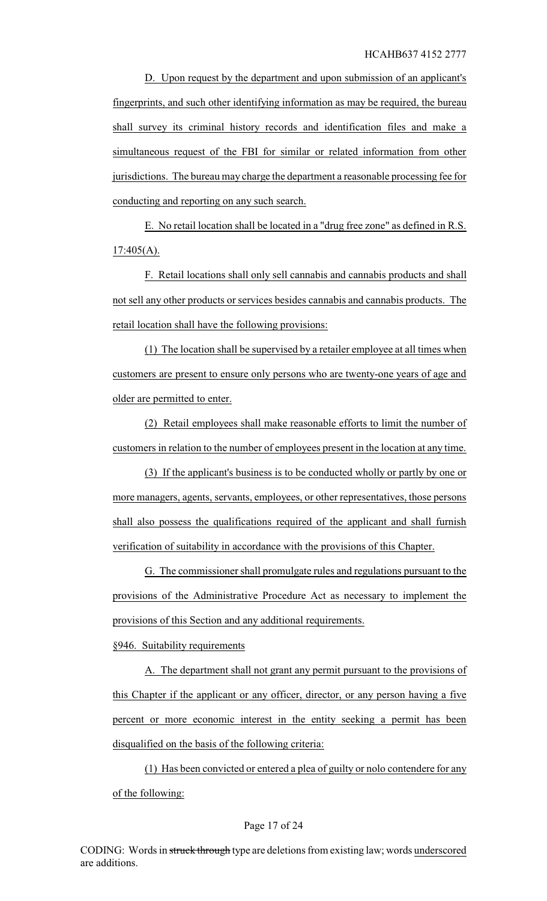D. Upon request by the department and upon submission of an applicant's fingerprints, and such other identifying information as may be required, the bureau shall survey its criminal history records and identification files and make a simultaneous request of the FBI for similar or related information from other jurisdictions. The bureau may charge the department a reasonable processing fee for conducting and reporting on any such search.

E. No retail location shall be located in a "drug free zone" as defined in R.S. 17:405(A).

F. Retail locations shall only sell cannabis and cannabis products and shall not sell any other products or services besides cannabis and cannabis products. The retail location shall have the following provisions:

(1) The location shall be supervised by a retailer employee at all times when customers are present to ensure only persons who are twenty-one years of age and older are permitted to enter.

(2) Retail employees shall make reasonable efforts to limit the number of customers in relation to the number of employees present in the location at any time.

(3) If the applicant's business is to be conducted wholly or partly by one or more managers, agents, servants, employees, or other representatives, those persons shall also possess the qualifications required of the applicant and shall furnish verification of suitability in accordance with the provisions of this Chapter.

G. The commissioner shall promulgate rules and regulations pursuant to the provisions of the Administrative Procedure Act as necessary to implement the provisions of this Section and any additional requirements.

§946. Suitability requirements

A. The department shall not grant any permit pursuant to the provisions of this Chapter if the applicant or any officer, director, or any person having a five percent or more economic interest in the entity seeking a permit has been disqualified on the basis of the following criteria:

(1) Has been convicted or entered a plea of guilty or nolo contendere for any of the following:

CODING: Words in ~~struck through~~ type are deletions from existing law; words underscored are additions.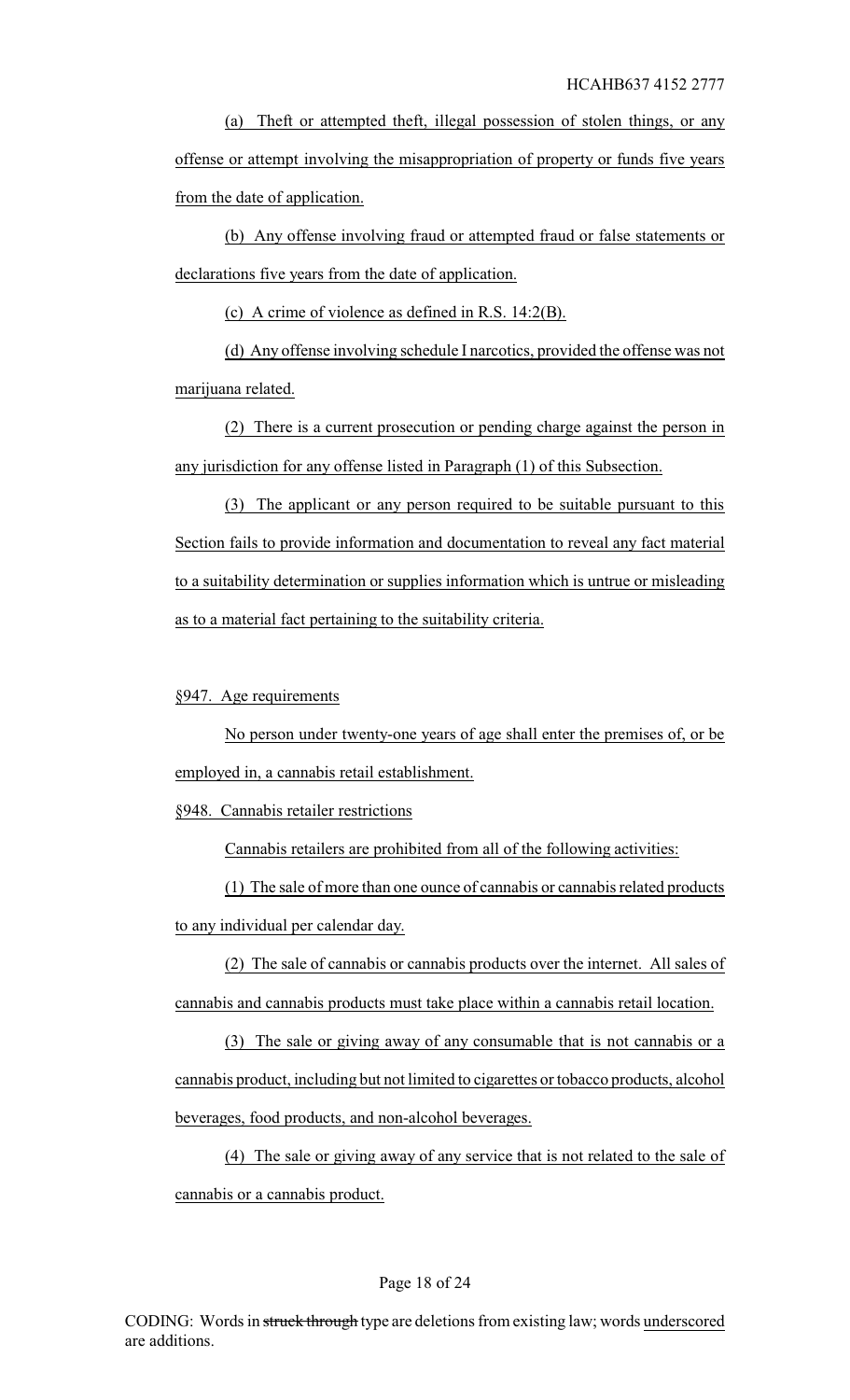(a) Theft or attempted theft, illegal possession of stolen things, or any offense or attempt involving the misappropriation of property or funds five years from the date of application.

(b) Any offense involving fraud or attempted fraud or false statements or declarations five years from the date of application.

(c) A crime of violence as defined in R.S. 14:2(B).

(d) Any offense involving schedule I narcotics, provided the offense was not marijuana related.

(2) There is a current prosecution or pending charge against the person in any jurisdiction for any offense listed in Paragraph (1) of this Subsection.

(3) The applicant or any person required to be suitable pursuant to this Section fails to provide information and documentation to reveal any fact material to a suitability determination or supplies information which is untrue or misleading as to a material fact pertaining to the suitability criteria.

§947. Age requirements

No person under twenty-one years of age shall enter the premises of, or be employed in, a cannabis retail establishment.

§948. Cannabis retailer restrictions

Cannabis retailers are prohibited from all of the following activities:

(1) The sale of more than one ounce of cannabis or cannabis related products to any individual per calendar day.

(2) The sale of cannabis or cannabis products over the internet. All sales of cannabis and cannabis products must take place within a cannabis retail location.

(3) The sale or giving away of any consumable that is not cannabis or a cannabis product, including but not limited to cigarettes or tobacco products, alcohol beverages, food products, and non-alcohol beverages.

(4) The sale or giving away of any service that is not related to the sale of cannabis or a cannabis product.

CODING: Words in ~~struck through~~ type are deletions from existing law; words underscored are additions.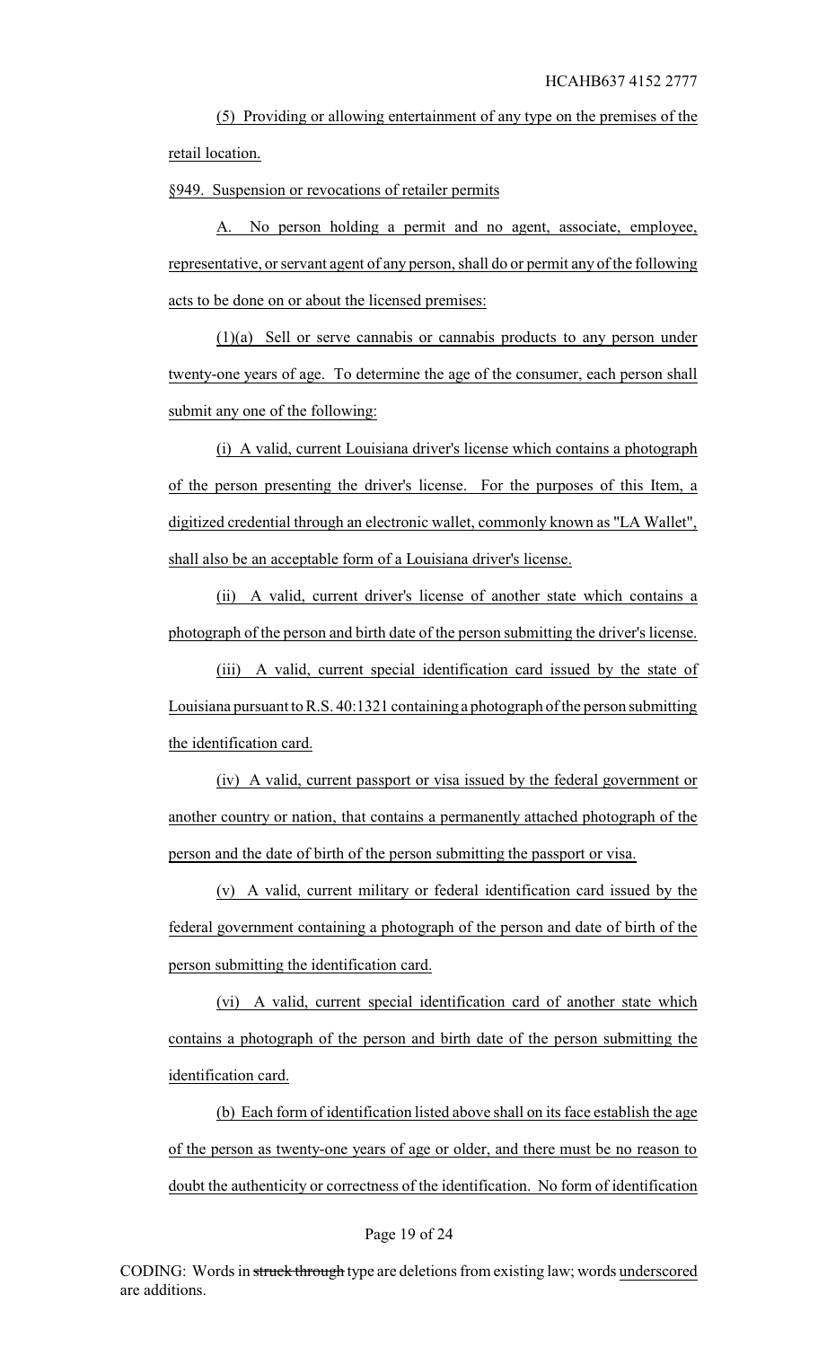(5) Providing or allowing entertainment of any type on the premises of the retail location.

§949. Suspension or revocations of retailer permits

A. No person holding a permit and no agent, associate, employee, representative, or servant agent of any person, shall do or permit any of the following acts to be done on or about the licensed premises:

(1)(a) Sell or serve cannabis or cannabis products to any person under twenty-one years of age. To determine the age of the consumer, each person shall submit any one of the following:

(i) A valid, current Louisiana driver's license which contains a photograph of the person presenting the driver's license. For the purposes of this Item, a digitized credential through an electronic wallet, commonly known as "LA Wallet", shall also be an acceptable form of a Louisiana driver's license.

(ii) A valid, current driver's license of another state which contains a photograph of the person and birth date of the person submitting the driver's license.

(iii) A valid, current special identification card issued by the state of Louisiana pursuant to R.S. 40:1321 containing a photograph of the person submitting the identification card.

(iv) A valid, current passport or visa issued by the federal government or another country or nation, that contains a permanently attached photograph of the person and the date of birth of the person submitting the passport or visa.

(v) A valid, current military or federal identification card issued by the federal government containing a photograph of the person and date of birth of the person submitting the identification card.

(vi) A valid, current special identification card of another state which contains a photograph of the person and birth date of the person submitting the identification card.

(b) Each form of identification listed above shall on its face establish the age of the person as twenty-one years of age or older, and there must be no reason to doubt the authenticity or correctness of the identification. No form of identification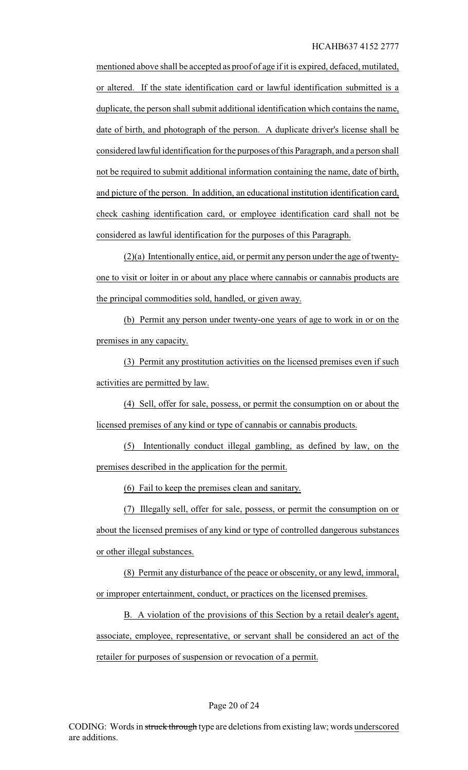mentioned above shall be accepted as proof of age if it is expired, defaced, mutilated, or altered. If the state identification card or lawful identification submitted is a duplicate, the person shall submit additional identification which contains the name, date of birth, and photograph of the person. A duplicate driver's license shall be considered lawful identification for the purposes of this Paragraph, and a person shall not be required to submit additional information containing the name, date of birth, and picture of the person. In addition, an educational institution identification card, check cashing identification card, or employee identification card shall not be considered as lawful identification for the purposes of this Paragraph.

(2)(a) Intentionally entice, aid, or permit any person under the age of twenty-one to visit or loiter in or about any place where cannabis or cannabis products are the principal commodities sold, handled, or given away.

(b) Permit any person under twenty-one years of age to work in or on the premises in any capacity.

(3) Permit any prostitution activities on the licensed premises even if such activities are permitted by law.

(4) Sell, offer for sale, possess, or permit the consumption on or about the licensed premises of any kind or type of cannabis or cannabis products.

(5) Intentionally conduct illegal gambling, as defined by law, on the premises described in the application for the permit.

(6) Fail to keep the premises clean and sanitary.

(7) Illegally sell, offer for sale, possess, or permit the consumption on or about the licensed premises of any kind or type of controlled dangerous substances or other illegal substances.

(8) Permit any disturbance of the peace or obscenity, or any lewd, immoral, or improper entertainment, conduct, or practices on the licensed premises.

B. A violation of the provisions of this Section by a retail dealer's agent, associate, employee, representative, or servant shall be considered an act of the retailer for purposes of suspension or revocation of a permit.

CODING: Words in ~~struck through~~ type are deletions from existing law; words underscored are additions.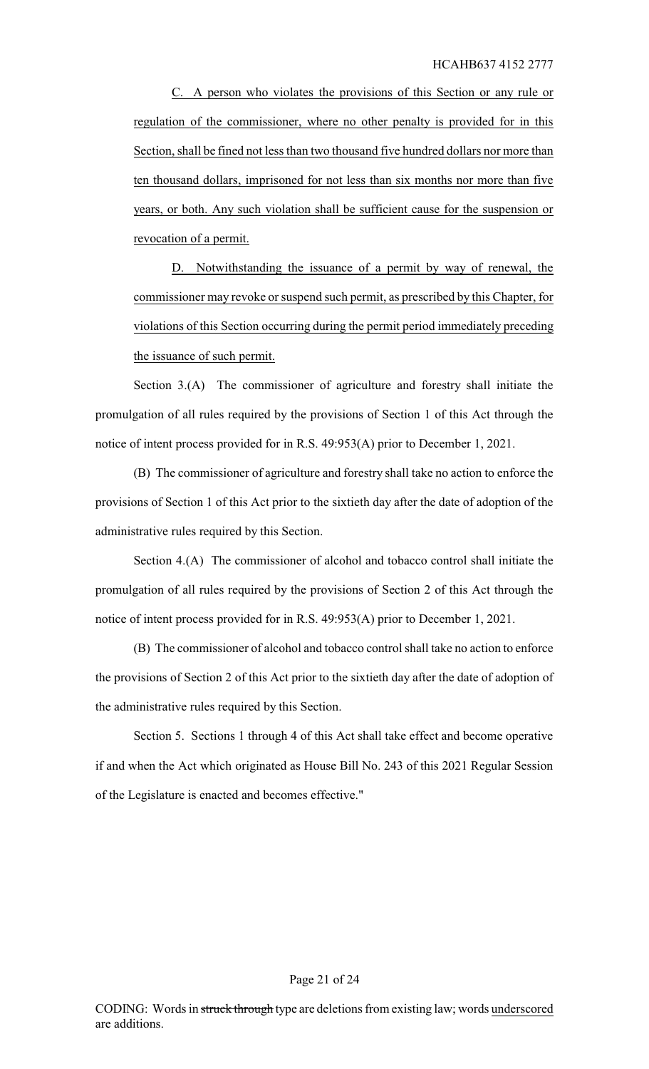C. A person who violates the provisions of this Section or any rule or regulation of the commissioner, where no other penalty is provided for in this Section, shall be fined not less than two thousand five hundred dollars nor more than ten thousand dollars, imprisoned for not less than six months nor more than five years, or both. Any such violation shall be sufficient cause for the suspension or revocation of a permit.

D. Notwithstanding the issuance of a permit by way of renewal, the commissioner may revoke or suspend such permit, as prescribed by this Chapter, for violations of this Section occurring during the permit period immediately preceding the issuance of such permit.

Section 3.(A) The commissioner of agriculture and forestry shall initiate the promulgation of all rules required by the provisions of Section 1 of this Act through the notice of intent process provided for in R.S. 49:953(A) prior to December 1, 2021.

(B) The commissioner of agriculture and forestry shall take no action to enforce the provisions of Section 1 of this Act prior to the sixtieth day after the date of adoption of the administrative rules required by this Section.

Section 4.(A) The commissioner of alcohol and tobacco control shall initiate the promulgation of all rules required by the provisions of Section 2 of this Act through the notice of intent process provided for in R.S. 49:953(A) prior to December 1, 2021.

(B) The commissioner of alcohol and tobacco control shall take no action to enforce the provisions of Section 2 of this Act prior to the sixtieth day after the date of adoption of the administrative rules required by this Section.

Section 5. Sections 1 through 4 of this Act shall take effect and become operative if and when the Act which originated as House Bill No. 243 of this 2021 Regular Session of the Legislature is enacted and becomes effective."

CODING: Words in ~~struck through~~ type are deletions from existing law; words underscored are additions.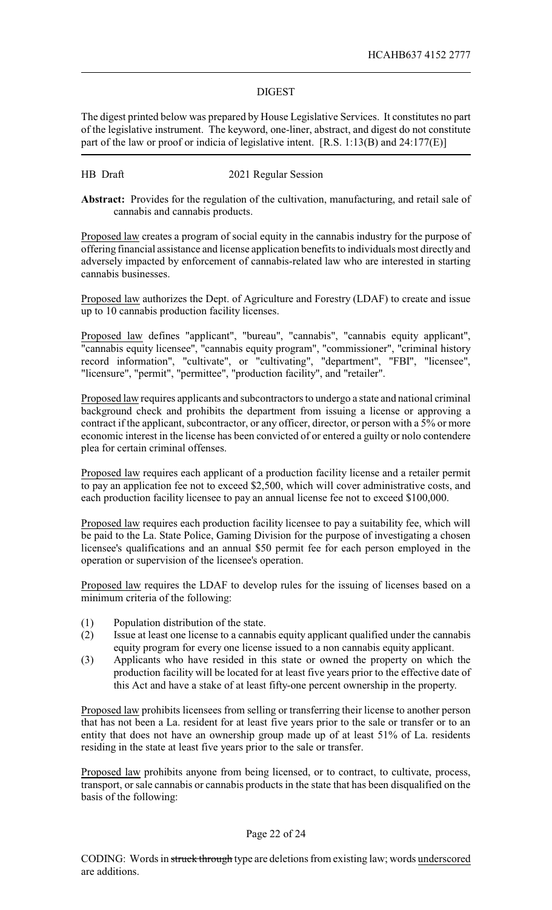HCAHB637 4152 2777

## DIGEST

The digest printed below was prepared by House Legislative Services. It constitutes no part of the legislative instrument. The keyword, one-liner, abstract, and digest do not constitute part of the law or proof or indicia of legislative intent. [R.S. 1:13(B) and 24:177(E)]

HB Draft 2021 Regular Session

**Abstract:** Provides for the regulation of the cultivation, manufacturing, and retail sale of cannabis and cannabis products.

Proposed law creates a program of social equity in the cannabis industry for the purpose of offering financial assistance and license application benefits to individuals most directly and adversely impacted by enforcement of cannabis-related law who are interested in starting cannabis businesses.

Proposed law authorizes the Dept. of Agriculture and Forestry (LDAF) to create and issue up to 10 cannabis production facility licenses.

Proposed law defines "applicant", "bureau", "cannabis", "cannabis equity applicant", "cannabis equity licensee", "cannabis equity program", "commissioner", "criminal history record information", "cultivate", or "cultivating", "department", "FBI", "licensee", "licensure", "permit", "permittee", "production facility", and "retailer".

Proposed law requires applicants and subcontractors to undergo a state and national criminal background check and prohibits the department from issuing a license or approving a contract if the applicant, subcontractor, or any officer, director, or person with a 5% or more economic interest in the license has been convicted of or entered a guilty or nolo contendere plea for certain criminal offenses.

Proposed law requires each applicant of a production facility license and a retailer permit to pay an application fee not to exceed $2,500, which will cover administrative costs, and each production facility licensee to pay an annual license fee not to exceed $100,000.

Proposed law requires each production facility licensee to pay a suitability fee, which will be paid to the La. State Police, Gaming Division for the purpose of investigating a chosen licensee's qualifications and an annual $50 permit fee for each person employed in the operation or supervision of the licensee's operation.

Proposed law requires the LDAF to develop rules for the issuing of licenses based on a minimum criteria of the following:

(1) Population distribution of the state.
(2) Issue at least one license to a cannabis equity applicant qualified under the cannabis equity program for every one license issued to a non cannabis equity applicant.
(3) Applicants who have resided in this state or owned the property on which the production facility will be located for at least five years prior to the effective date of this Act and have a stake of at least fifty-one percent ownership in the property.

Proposed law prohibits licensees from selling or transferring their license to another person that has not been a La. resident for at least five years prior to the sale or transfer or to an entity that does not have an ownership group made up of at least 51% of La. residents residing in the state at least five years prior to the sale or transfer.

Proposed law prohibits anyone from being licensed, or to contract, to cultivate, process, transport, or sale cannabis or cannabis products in the state that has been disqualified on the basis of the following:

CODING: Words in ~~struck through~~ type are deletions from existing law; words underscored are additions.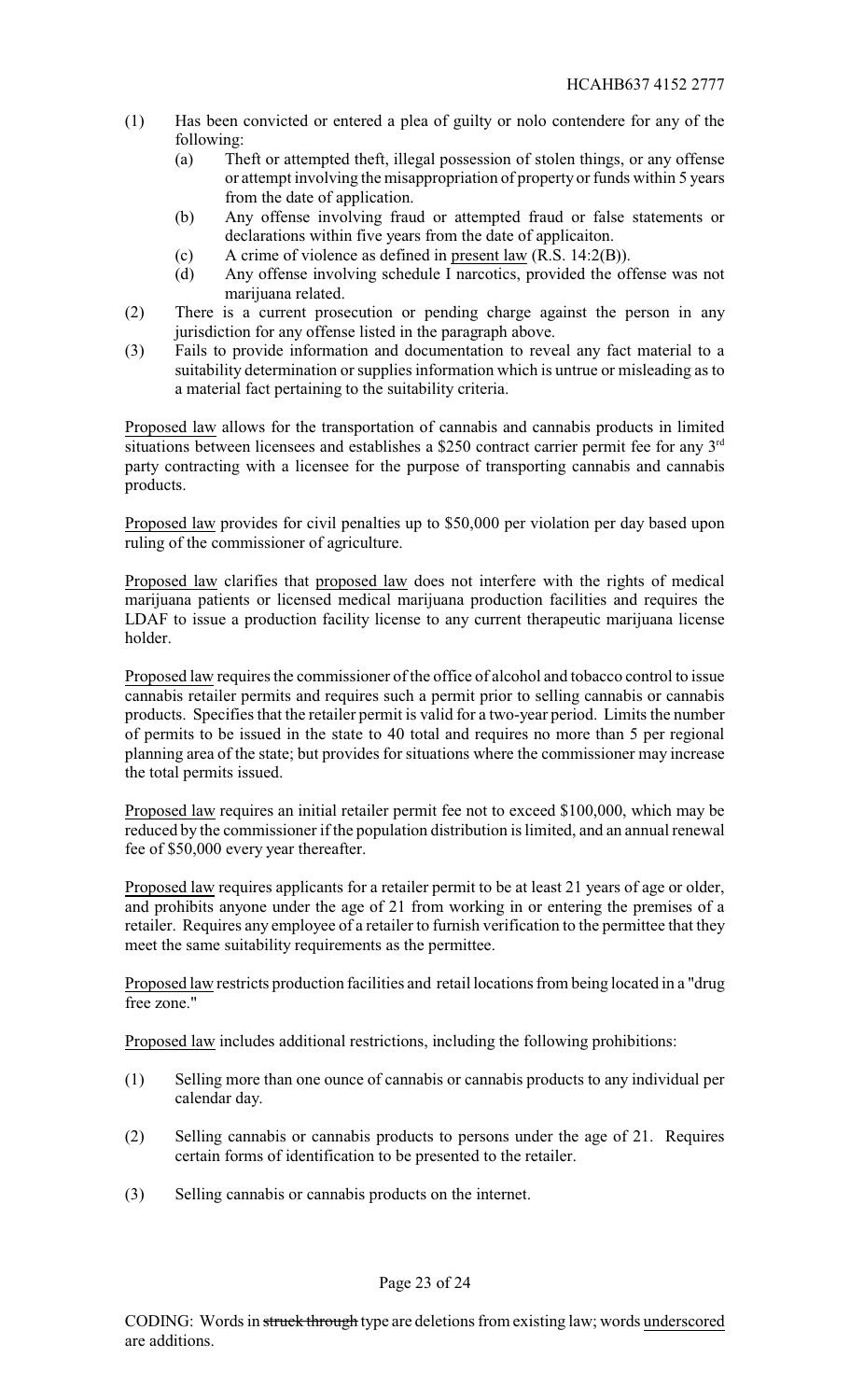(1) Has been convicted or entered a plea of guilty or nolo contendere for any of the following:
   (a) Theft or attempted theft, illegal possession of stolen things, or any offense or attempt involving the misappropriation of property or funds within 5 years from the date of application.
   (b) Any offense involving fraud or attempted fraud or false statements or declarations within five years from the date of applicaiton.
   (c) A crime of violence as defined in present law (R.S. 14:2(B)).
   (d) Any offense involving schedule I narcotics, provided the offense was not marijuana related.
(2) There is a current prosecution or pending charge against the person in any jurisdiction for any offense listed in the paragraph above.
(3) Fails to provide information and documentation to reveal any fact material to a suitability determination or supplies information which is untrue or misleading as to a material fact pertaining to the suitability criteria.

Proposed law allows for the transportation of cannabis and cannabis products in limited situations between licensees and establishes a $250 contract carrier permit fee for any 3rd party contracting with a licensee for the purpose of transporting cannabis and cannabis products.

Proposed law provides for civil penalties up to $50,000 per violation per day based upon ruling of the commissioner of agriculture.

Proposed law clarifies that proposed law does not interfere with the rights of medical marijuana patients or licensed medical marijuana production facilities and requires the LDAF to issue a production facility license to any current therapeutic marijuana license holder.

Proposed law requires the commissioner of the office of alcohol and tobacco control to issue cannabis retailer permits and requires such a permit prior to selling cannabis or cannabis products. Specifies that the retailer permit is valid for a two-year period. Limits the number of permits to be issued in the state to 40 total and requires no more than 5 per regional planning area of the state; but provides for situations where the commissioner may increase the total permits issued.

Proposed law requires an initial retailer permit fee not to exceed $100,000, which may be reduced by the commissioner if the population distribution is limited, and an annual renewal fee of $50,000 every year thereafter.

Proposed law requires applicants for a retailer permit to be at least 21 years of age or older, and prohibits anyone under the age of 21 from working in or entering the premises of a retailer. Requires any employee of a retailer to furnish verification to the permittee that they meet the same suitability requirements as the permittee.

Proposed law restricts production facilities and retail locations from being located in a "drug free zone."

Proposed law includes additional restrictions, including the following prohibitions:

(1) Selling more than one ounce of cannabis or cannabis products to any individual per calendar day.

(2) Selling cannabis or cannabis products to persons under the age of 21. Requires certain forms of identification to be presented to the retailer.

(3) Selling cannabis or cannabis products on the internet.

CODING: Words in ~~struck through~~ type are deletions from existing law; words underscored are additions.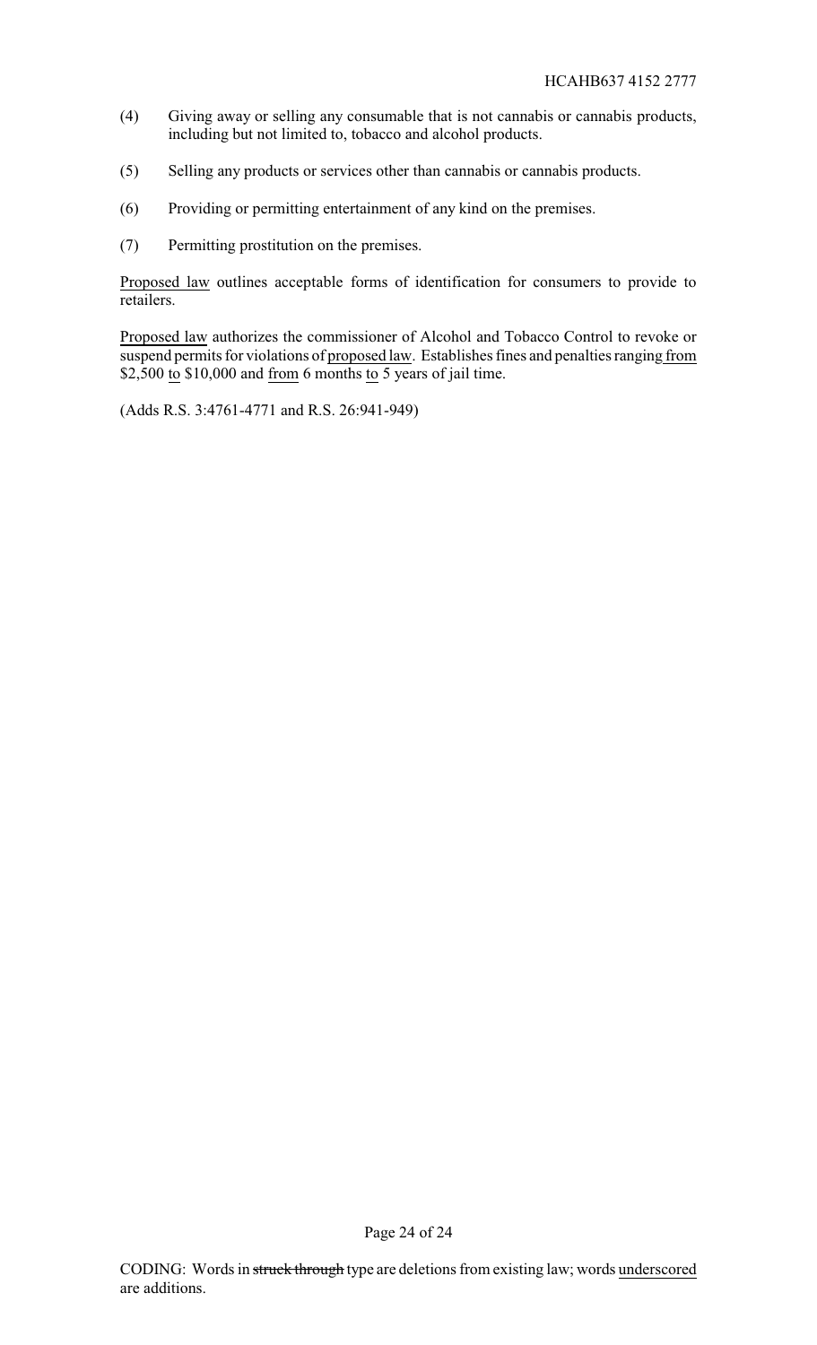(4) Giving away or selling any consumable that is not cannabis or cannabis products, including but not limited to, tobacco and alcohol products.

(5) Selling any products or services other than cannabis or cannabis products.

(6) Providing or permitting entertainment of any kind on the premises.

(7) Permitting prostitution on the premises.

Proposed law outlines acceptable forms of identification for consumers to provide to retailers.

Proposed law authorizes the commissioner of Alcohol and Tobacco Control to revoke or suspend permits for violations of proposed law. Establishes fines and penalties ranging from \$2,500 to \$10,000 and from 6 months to 5 years of jail time.

(Adds R.S. 3:4761-4771 and R.S. 26:941-949)

CODING: Words in struck through type are deletions from existing law; words underscored are additions.